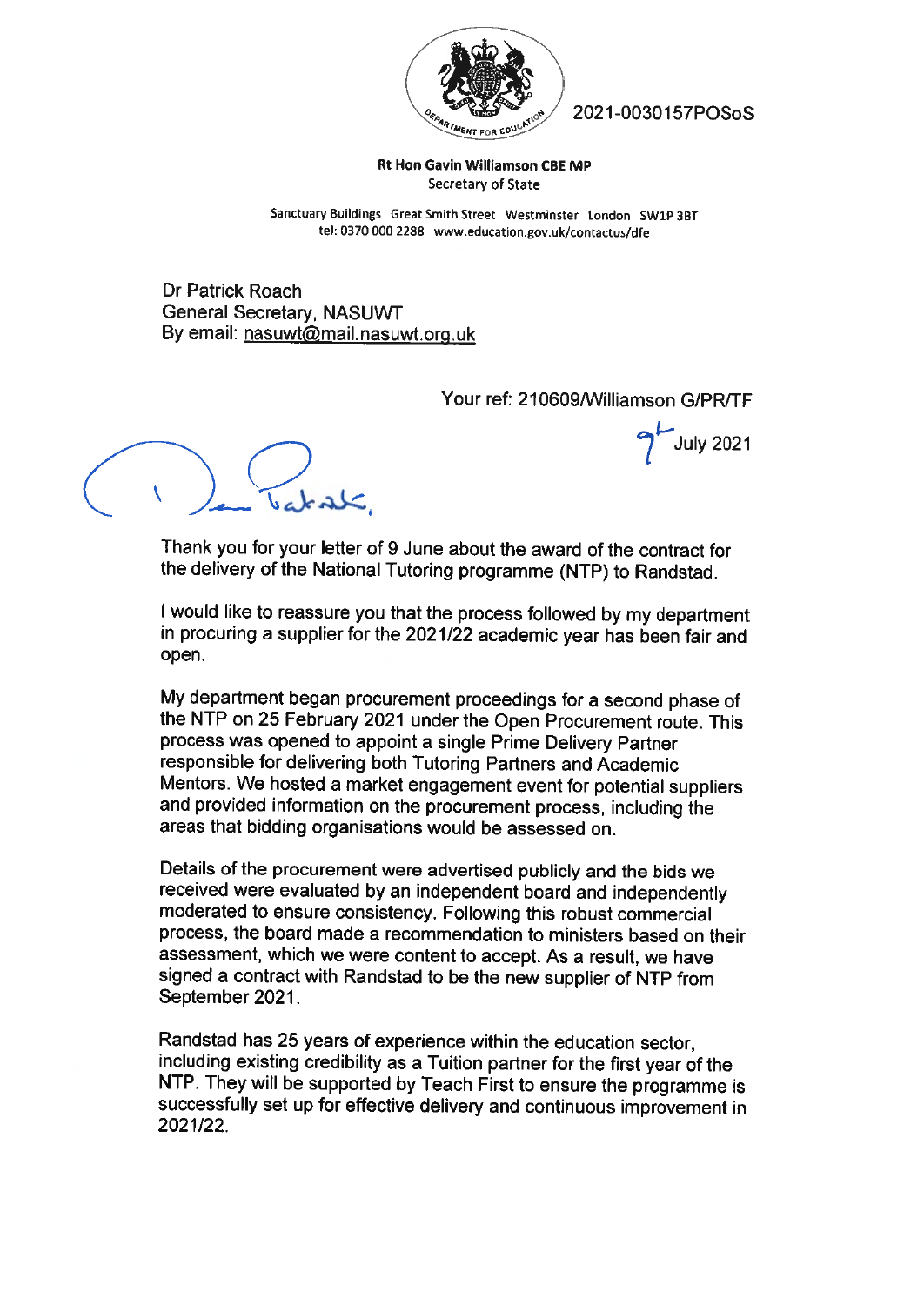2021-0030157POSoS

**Rt Hon Gavin Williamson CBE MP**
Secretary of State

Sanctuary Buildings Great Smith Street Westminster London SW1P 3BT
tel: 0370 000 2288 www.education.gov.uk/contactus/dfe

Dr Patrick Roach
General Secretary, NASUWT
By email: nasuwt@mail.nasuwt.org.uk

Your ref: 210609/Williamson G/PR/TF

9th July 2021

Dear Patrick,

Thank you for your letter of 9 June about the award of the contract for the delivery of the National Tutoring programme (NTP) to Randstad.

I would like to reassure you that the process followed by my department in procuring a supplier for the 2021/22 academic year has been fair and open.

My department began procurement proceedings for a second phase of the NTP on 25 February 2021 under the Open Procurement route. This process was opened to appoint a single Prime Delivery Partner responsible for delivering both Tutoring Partners and Academic Mentors. We hosted a market engagement event for potential suppliers and provided information on the procurement process, including the areas that bidding organisations would be assessed on.

Details of the procurement were advertised publicly and the bids we received were evaluated by an independent board and independently moderated to ensure consistency. Following this robust commercial process, the board made a recommendation to ministers based on their assessment, which we were content to accept. As a result, we have signed a contract with Randstad to be the new supplier of NTP from September 2021.

Randstad has 25 years of experience within the education sector, including existing credibility as a Tuition partner for the first year of the NTP. They will be supported by Teach First to ensure the programme is successfully set up for effective delivery and continuous improvement in 2021/22.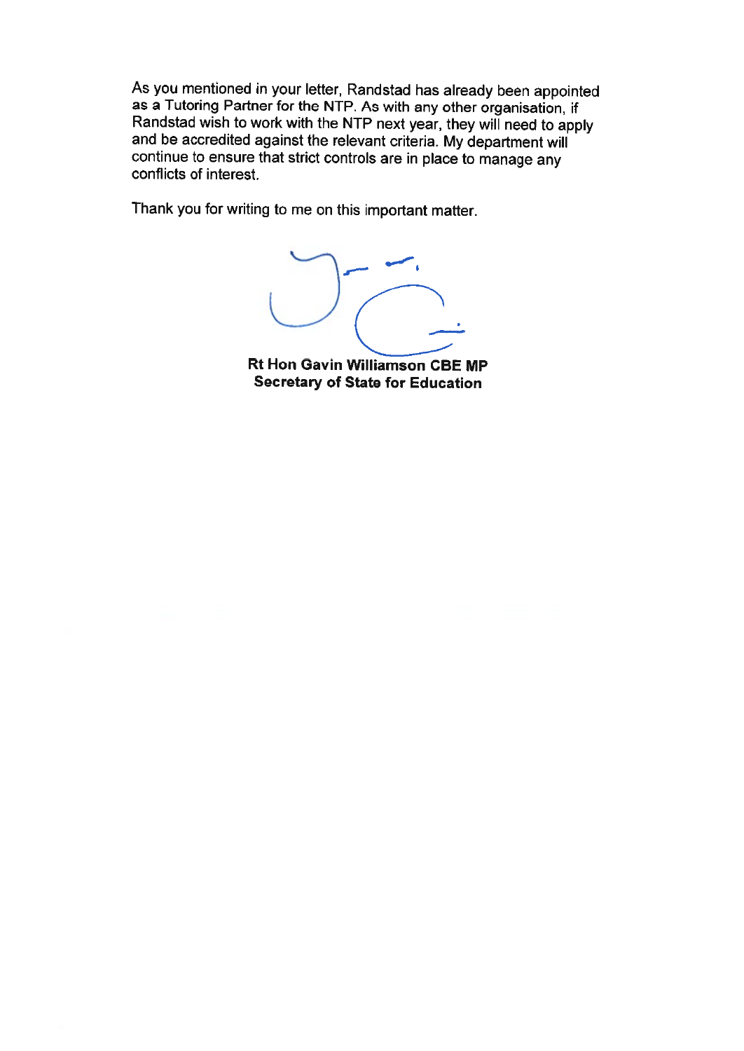As you mentioned in your letter, Randstad has already been appointed as a Tutoring Partner for the NTP. As with any other organisation, if Randstad wish to work with the NTP next year, they will need to apply and be accredited against the relevant criteria. My department will continue to ensure that strict controls are in place to manage any conflicts of interest.

Thank you for writing to me on this important matter.

**Rt Hon Gavin Williamson CBE MP**
**Secretary of State for Education**